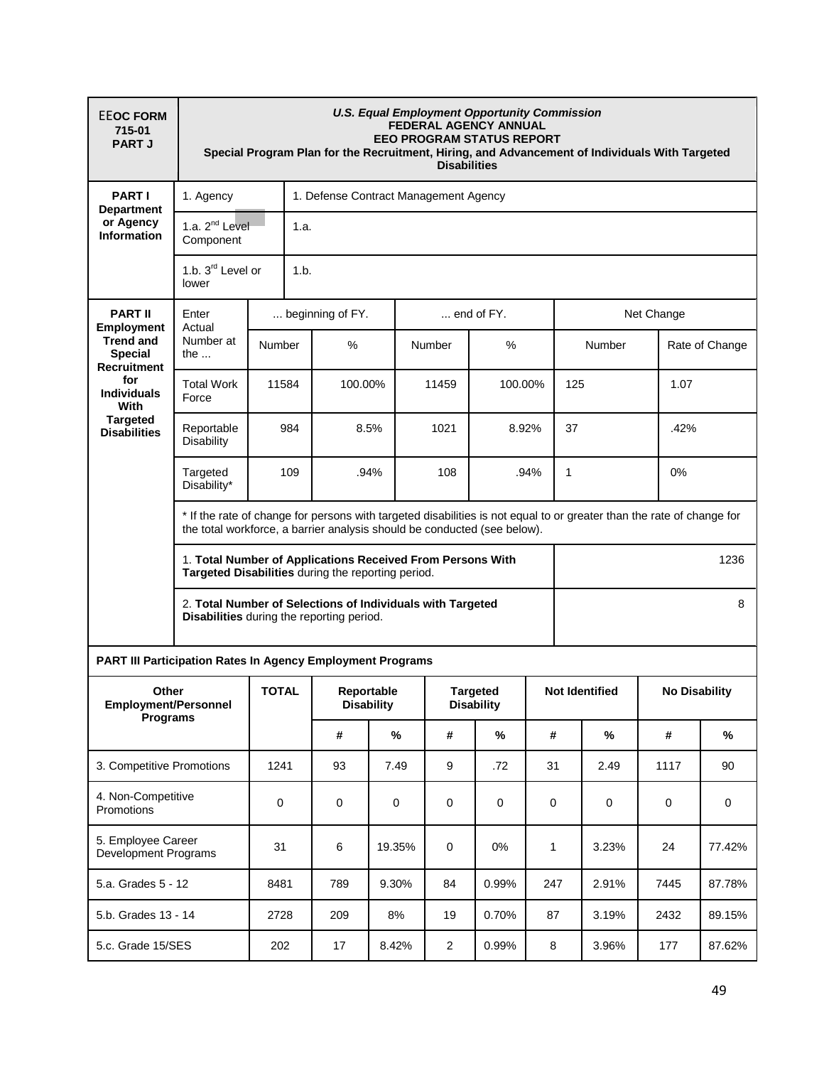| EEOC FORM 715-01 PART J | *U.S. Equal Employment Opportunity Commission* **FEDERAL AGENCY ANNUAL EEO PROGRAM STATUS REPORT** **Special Program Plan for the Recruitment, Hiring, and Advancement of Individuals With Targeted Disabilities** |
|---|---|

| **PART I Department or Agency Information** | | |
|---|---|---|
| | 1. Agency | 1. Defense Contract Management Agency |
| | 1.a. 2nd Level Component | 1.a. |
| | 1.b. 3rd Level or lower | 1.b. |

| **PART II Employment Trend and Special Recruitment for Individuals With Targeted Disabilities** | Enter Actual Number at the ... | ... beginning of FY. | | ... end of FY. | | Net Change | |
|---|---|---|---|---|---|---|---|
| | | Number | % | Number | % | Number | Rate of Change |
| | Total Work Force | 11584 | 100.00% | 11459 | 100.00% | 125 | 1.07 |
| | Reportable Disability | 984 | 8.5% | 1021 | 8.92% | 37 | .42% |
| | Targeted Disability* | 109 | .94% | 108 | .94% | 1 | 0% |

\* If the rate of change for persons with targeted disabilities is not equal to or greater than the rate of change for the total workforce, a barrier analysis should be conducted (see below).

| | |
|---|---|
| 1. **Total Number of Applications Received From Persons With Targeted Disabilities** during the reporting period. | 1236 |
| 2. **Total Number of Selections of Individuals with Targeted Disabilities** during the reporting period. | 8 |

**PART III Participation Rates In Agency Employment Programs**

| Other Employment/Personnel Programs | TOTAL | Reportable Disability | | Targeted Disability | | Not Identified | | No Disability | |
|---|---|---|---|---|---|---|---|---|---|
| | | # | % | # | % | # | % | # | % |
| 3. Competitive Promotions | 1241 | 93 | 7.49 | 9 | .72 | 31 | 2.49 | 1117 | 90 |
| 4. Non-Competitive Promotions | 0 | 0 | 0 | 0 | 0 | 0 | 0 | 0 | 0 |
| 5. Employee Career Development Programs | 31 | 6 | 19.35% | 0 | 0% | 1 | 3.23% | 24 | 77.42% |
| 5.a. Grades 5 - 12 | 8481 | 789 | 9.30% | 84 | 0.99% | 247 | 2.91% | 7445 | 87.78% |
| 5.b. Grades 13 - 14 | 2728 | 209 | 8% | 19 | 0.70% | 87 | 3.19% | 2432 | 89.15% |
| 5.c. Grade 15/SES | 202 | 17 | 8.42% | 2 | 0.99% | 8 | 3.96% | 177 | 87.62% |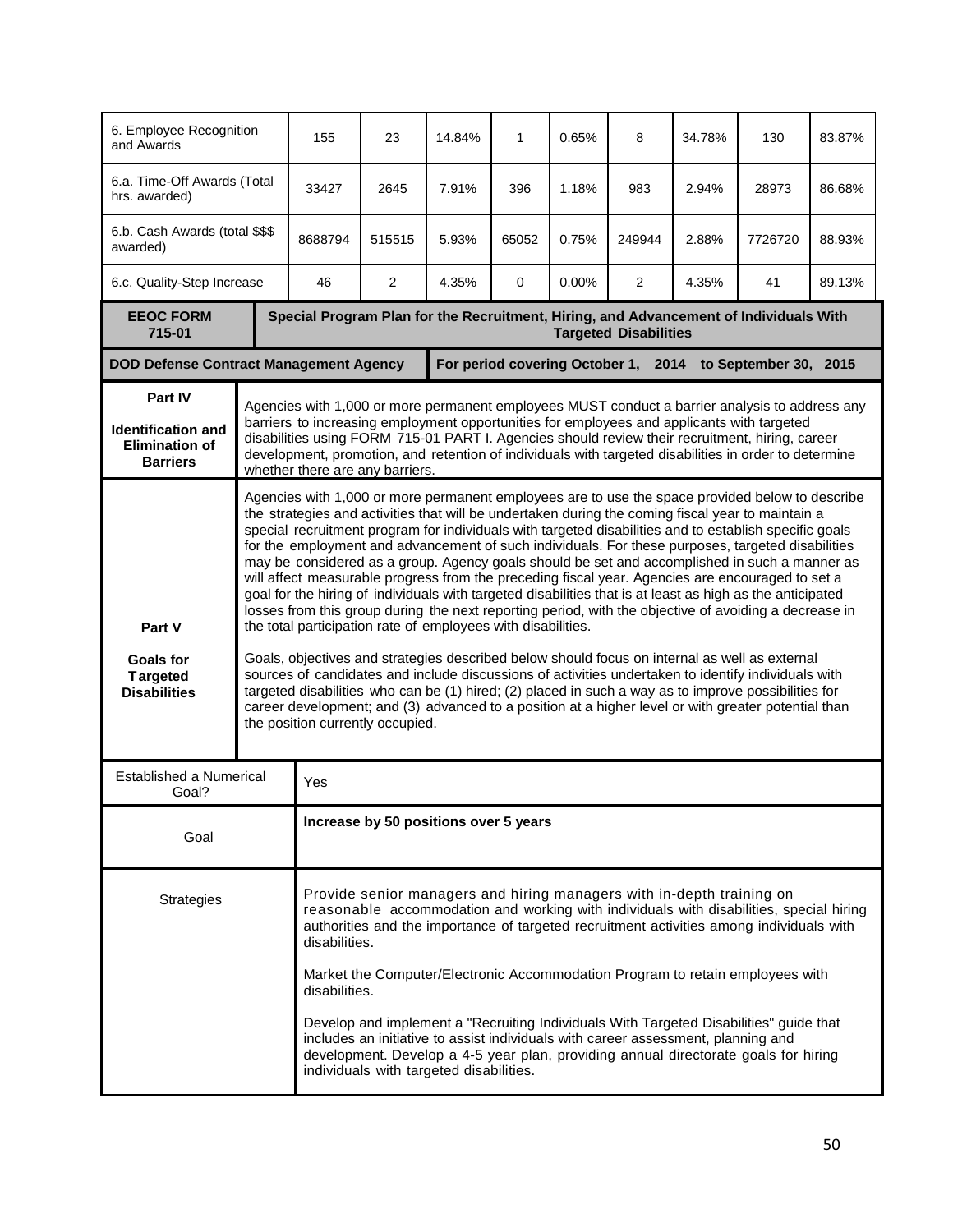| | | | | | | | | | |
|---|---|---|---|---|---|---|---|---|---|
| 6. Employee Recognition and Awards | 155 | 23 | 14.84% | 1 | 0.65% | 8 | 34.78% | 130 | 83.87% |
| 6.a. Time-Off Awards (Total hrs. awarded) | 33427 | 2645 | 7.91% | 396 | 1.18% | 983 | 2.94% | 28973 | 86.68% |
| 6.b. Cash Awards (total $$$ awarded) | 8688794 | 515515 | 5.93% | 65052 | 0.75% | 249944 | 2.88% | 7726720 | 88.93% |
| 6.c. Quality-Step Increase | 46 | 2 | 4.35% | 0 | 0.00% | 2 | 4.35% | 41 | 89.13% |

| **EEOC FORM 715-01** | **Special Program Plan for the Recruitment, Hiring, and Advancement of Individuals With Targeted Disabilities** |
|---|---|
| **DOD Defense Contract Management Agency** | **For period covering October 1, 2014 to September 30, 2015** |
| **Part IV** **Identification and Elimination of Barriers** | Agencies with 1,000 or more permanent employees MUST conduct a barrier analysis to address any barriers to increasing employment opportunities for employees and applicants with targeted disabilities using FORM 715-01 PART I. Agencies should review their recruitment, hiring, career development, promotion, and retention of individuals with targeted disabilities in order to determine whether there are any barriers. |
| **Part V** **Goals for Targeted Disabilities** | Agencies with 1,000 or more permanent employees are to use the space provided below to describe the strategies and activities that will be undertaken during the coming fiscal year to maintain a special recruitment program for individuals with targeted disabilities and to establish specific goals for the employment and advancement of such individuals. For these purposes, targeted disabilities may be considered as a group. Agency goals should be set and accomplished in such a manner as will affect measurable progress from the preceding fiscal year. Agencies are encouraged to set a goal for the hiring of individuals with targeted disabilities that is at least as high as the anticipated losses from this group during the next reporting period, with the objective of avoiding a decrease in the total participation rate of employees with disabilities.<br><br>Goals, objectives and strategies described below should focus on internal as well as external sources of candidates and include discussions of activities undertaken to identify individuals with targeted disabilities who can be (1) hired; (2) placed in such a way as to improve possibilities for career development; and (3) advanced to a position at a higher level or with greater potential than the position currently occupied. |
| Established a Numerical Goal? | Yes |
| Goal | **Increase by 50 positions over 5 years** |
| Strategies | Provide senior managers and hiring managers with in-depth training on reasonable accommodation and working with individuals with disabilities, special hiring authorities and the importance of targeted recruitment activities among individuals with disabilities.<br><br>Market the Computer/Electronic Accommodation Program to retain employees with disabilities.<br><br>Develop and implement a "Recruiting Individuals With Targeted Disabilities" guide that includes an initiative to assist individuals with career assessment, planning and development. Develop a 4-5 year plan, providing annual directorate goals for hiring individuals with targeted disabilities. |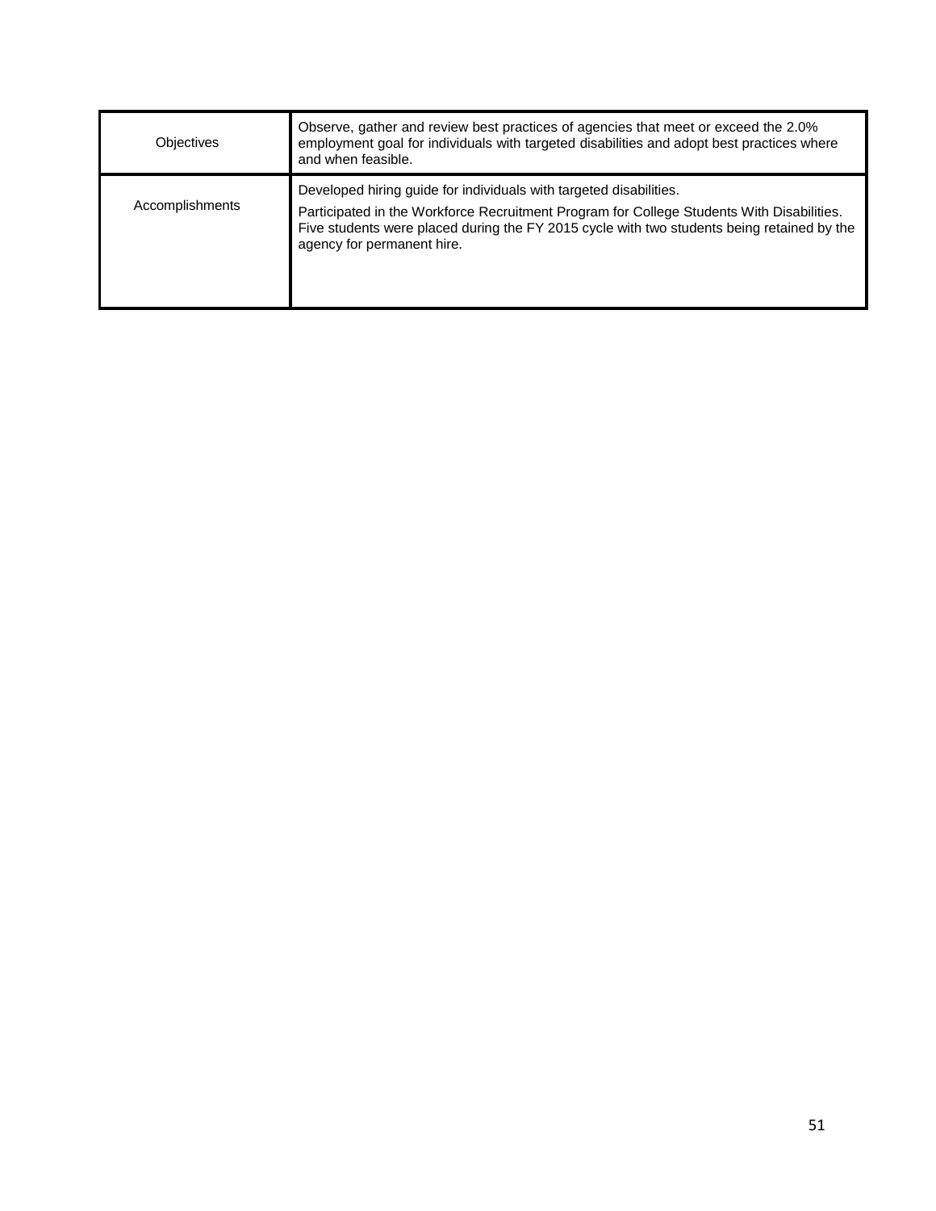| | |
|---|---|
| Objectives | Observe, gather and review best practices of agencies that meet or exceed the 2.0% employment goal for individuals with targeted disabilities and adopt best practices where and when feasible. |
| Accomplishments | Developed hiring guide for individuals with targeted disabilities.<br>Participated in the Workforce Recruitment Program for College Students With Disabilities. Five students were placed during the FY 2015 cycle with two students being retained by the agency for permanent hire. |